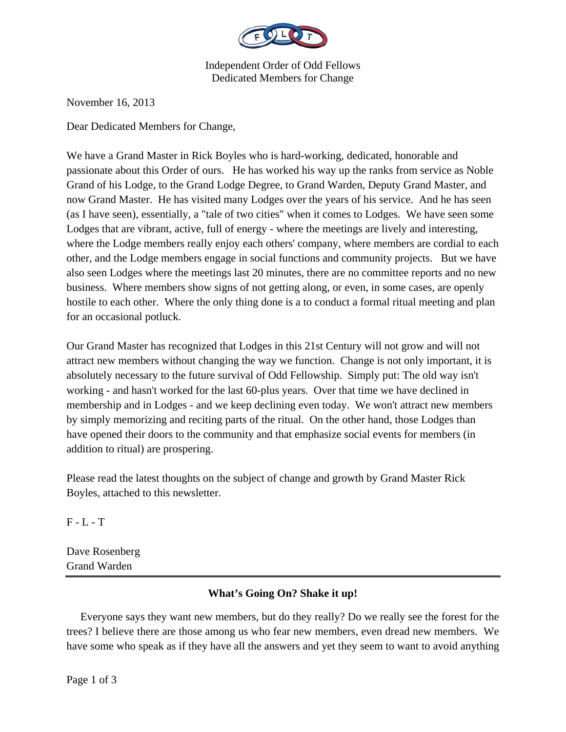Independent Order of Odd Fellows
Dedicated Members for Change

November 16, 2013

Dear Dedicated Members for Change,

We have a Grand Master in Rick Boyles who is hard-working, dedicated, honorable and passionate about this Order of ours. He has worked his way up the ranks from service as Noble Grand of his Lodge, to the Grand Lodge Degree, to Grand Warden, Deputy Grand Master, and now Grand Master. He has visited many Lodges over the years of his service. And he has seen (as I have seen), essentially, a "tale of two cities" when it comes to Lodges. We have seen some Lodges that are vibrant, active, full of energy - where the meetings are lively and interesting, where the Lodge members really enjoy each others' company, where members are cordial to each other, and the Lodge members engage in social functions and community projects. But we have also seen Lodges where the meetings last 20 minutes, there are no committee reports and no new business. Where members show signs of not getting along, or even, in some cases, are openly hostile to each other. Where the only thing done is a to conduct a formal ritual meeting and plan for an occasional potluck.

Our Grand Master has recognized that Lodges in this 21st Century will not grow and will not attract new members without changing the way we function. Change is not only important, it is absolutely necessary to the future survival of Odd Fellowship. Simply put: The old way isn't working - and hasn't worked for the last 60-plus years. Over that time we have declined in membership and in Lodges - and we keep declining even today. We won't attract new members by simply memorizing and reciting parts of the ritual. On the other hand, those Lodges than have opened their doors to the community and that emphasize social events for members (in addition to ritual) are prospering.

Please read the latest thoughts on the subject of change and growth by Grand Master Rick Boyles, attached to this newsletter.

F - L - T

Dave Rosenberg
Grand Warden

---

## What's Going On? Shake it up!

Everyone says they want new members, but do they really? Do we really see the forest for the trees? I believe there are those among us who fear new members, even dread new members. We have some who speak as if they have all the answers and yet they seem to want to avoid anything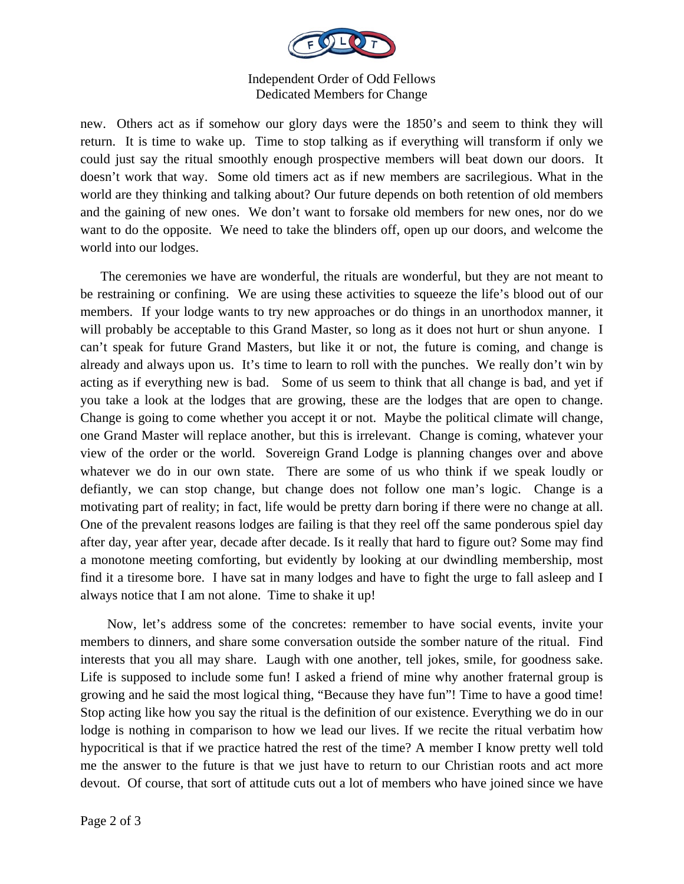new. Others act as if somehow our glory days were the 1850's and seem to think they will return. It is time to wake up. Time to stop talking as if everything will transform if only we could just say the ritual smoothly enough prospective members will beat down our doors. It doesn't work that way. Some old timers act as if new members are sacrilegious. What in the world are they thinking and talking about? Our future depends on both retention of old members and the gaining of new ones. We don't want to forsake old members for new ones, nor do we want to do the opposite. We need to take the blinders off, open up our doors, and welcome the world into our lodges.

The ceremonies we have are wonderful, the rituals are wonderful, but they are not meant to be restraining or confining. We are using these activities to squeeze the life's blood out of our members. If your lodge wants to try new approaches or do things in an unorthodox manner, it will probably be acceptable to this Grand Master, so long as it does not hurt or shun anyone. I can't speak for future Grand Masters, but like it or not, the future is coming, and change is already and always upon us. It's time to learn to roll with the punches. We really don't win by acting as if everything new is bad. Some of us seem to think that all change is bad, and yet if you take a look at the lodges that are growing, these are the lodges that are open to change. Change is going to come whether you accept it or not. Maybe the political climate will change, one Grand Master will replace another, but this is irrelevant. Change is coming, whatever your view of the order or the world. Sovereign Grand Lodge is planning changes over and above whatever we do in our own state. There are some of us who think if we speak loudly or defiantly, we can stop change, but change does not follow one man's logic. Change is a motivating part of reality; in fact, life would be pretty darn boring if there were no change at all. One of the prevalent reasons lodges are failing is that they reel off the same ponderous spiel day after day, year after year, decade after decade. Is it really that hard to figure out? Some may find a monotone meeting comforting, but evidently by looking at our dwindling membership, most find it a tiresome bore. I have sat in many lodges and have to fight the urge to fall asleep and I always notice that I am not alone. Time to shake it up!

Now, let's address some of the concretes: remember to have social events, invite your members to dinners, and share some conversation outside the somber nature of the ritual. Find interests that you all may share. Laugh with one another, tell jokes, smile, for goodness sake. Life is supposed to include some fun! I asked a friend of mine why another fraternal group is growing and he said the most logical thing, "Because they have fun"! Time to have a good time! Stop acting like how you say the ritual is the definition of our existence. Everything we do in our lodge is nothing in comparison to how we lead our lives. If we recite the ritual verbatim how hypocritical is that if we practice hatred the rest of the time? A member I know pretty well told me the answer to the future is that we just have to return to our Christian roots and act more devout. Of course, that sort of attitude cuts out a lot of members who have joined since we have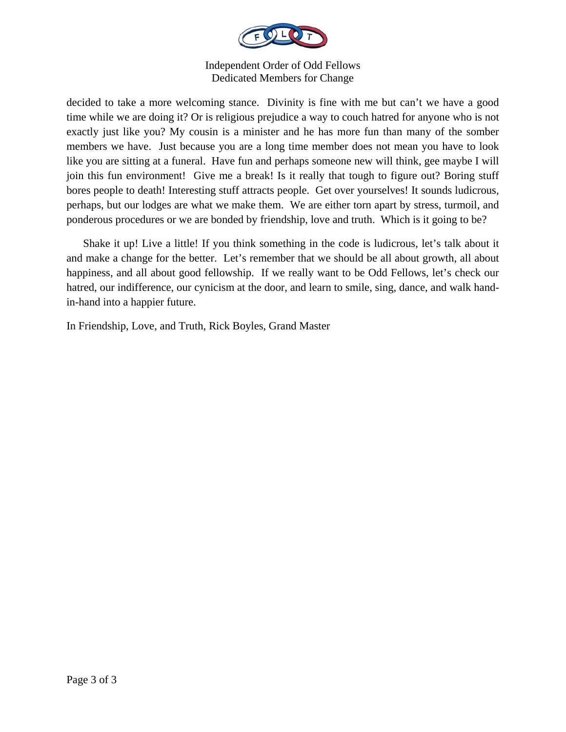decided to take a more welcoming stance. Divinity is fine with me but can't we have a good time while we are doing it? Or is religious prejudice a way to couch hatred for anyone who is not exactly just like you? My cousin is a minister and he has more fun than many of the somber members we have. Just because you are a long time member does not mean you have to look like you are sitting at a funeral. Have fun and perhaps someone new will think, gee maybe I will join this fun environment! Give me a break! Is it really that tough to figure out? Boring stuff bores people to death! Interesting stuff attracts people. Get over yourselves! It sounds ludicrous, perhaps, but our lodges are what we make them. We are either torn apart by stress, turmoil, and ponderous procedures or we are bonded by friendship, love and truth. Which is it going to be?

Shake it up! Live a little! If you think something in the code is ludicrous, let's talk about it and make a change for the better. Let's remember that we should be all about growth, all about happiness, and all about good fellowship. If we really want to be Odd Fellows, let's check our hatred, our indifference, our cynicism at the door, and learn to smile, sing, dance, and walk hand-in-hand into a happier future.

In Friendship, Love, and Truth, Rick Boyles, Grand Master